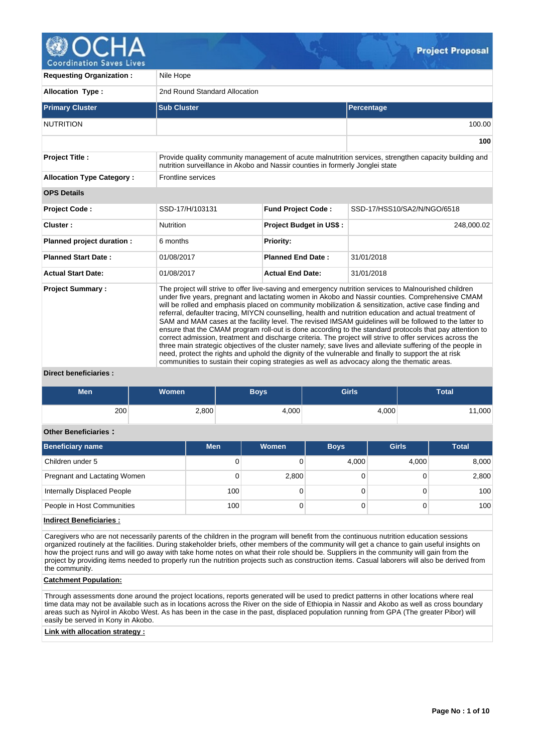# Project Proposal

| | |
|---|---|
| **Requesting Organization :** | Nile Hope |
| **Allocation Type :** | 2nd Round Standard Allocation |

| Primary Cluster | Sub Cluster | Percentage |
|---|---|---|
| NUTRITION | | 100.00 |
| | | **100** |

| | |
|---|---|
| **Project Title :** | Provide quality community management of acute malnutrition services, strengthen capacity building and nutrition surveillance in Akobo and Nassir counties in formerly Jonglei state |
| **Allocation Type Category :** | Frontline services |

**OPS Details**

| | | | |
|---|---|---|---|
| **Project Code :** | SSD-17/H/103131 | **Fund Project Code :** | SSD-17/HSS10/SA2/N/NGO/6518 |
| **Cluster :** | Nutrition | **Project Budget in US$ :** | 248,000.02 |
| **Planned project duration :** | 6 months | **Priority:** | |
| **Planned Start Date :** | 01/08/2017 | **Planned End Date :** | 31/01/2018 |
| **Actual Start Date:** | 01/08/2017 | **Actual End Date:** | 31/01/2018 |

**Project Summary :**

The project will strive to offer live-saving and emergency nutrition services to Malnourished children under five years, pregnant and lactating women in Akobo and Nassir counties. Comprehensive CMAM will be rolled and emphasis placed on community mobilization & sensitization, active case finding and referral, defaulter tracing, MIYCN counselling, health and nutrition education and actual treatment of SAM and MAM cases at the facility level. The revised IMSAM guidelines will be followed to the latter to ensure that the CMAM program roll-out is done according to the standard protocols that pay attention to correct admission, treatment and discharge criteria. The project will strive to offer services across the three main strategic objectives of the cluster namely; save lives and alleviate suffering of the people in need, protect the rights and uphold the dignity of the vulnerable and finally to support the at risk communities to sustain their coping strategies as well as advocacy along the thematic areas.

**Direct beneficiaries :**

| Men | Women | Boys | Girls | Total |
|---|---|---|---|---|
| 200 | 2,800 | 4,000 | 4,000 | 11,000 |

**Other Beneficiaries :**

| Beneficiary name | Men | Women | Boys | Girls | Total |
|---|---|---|---|---|---|
| Children under 5 | 0 | 0 | 4,000 | 4,000 | 8,000 |
| Pregnant and Lactating Women | 0 | 2,800 | 0 | 0 | 2,800 |
| Internally Displaced People | 100 | 0 | 0 | 0 | 100 |
| People in Host Communities | 100 | 0 | 0 | 0 | 100 |

**Indirect Beneficiaries :**

Caregivers who are not necessarily parents of the children in the program will benefit from the continuous nutrition education sessions organized routinely at the facilities. During stakeholder briefs, other members of the community will get a chance to gain useful insights on how the project runs and will go away with take home notes on what their role should be. Suppliers in the community will gain from the project by providing items needed to properly run the nutrition projects such as construction items. Casual laborers will also be derived from the community.

**Catchment Population:**

Through assessments done around the project locations, reports generated will be used to predict patterns in other locations where real time data may not be available such as in locations across the River on the side of Ethiopia in Nassir and Akobo as well as cross boundary areas such as Nyirol in Akobo West. As has been in the case in the past, displaced population running from GPA (The greater Pibor) will easily be served in Kony in Akobo.

**Link with allocation strategy :**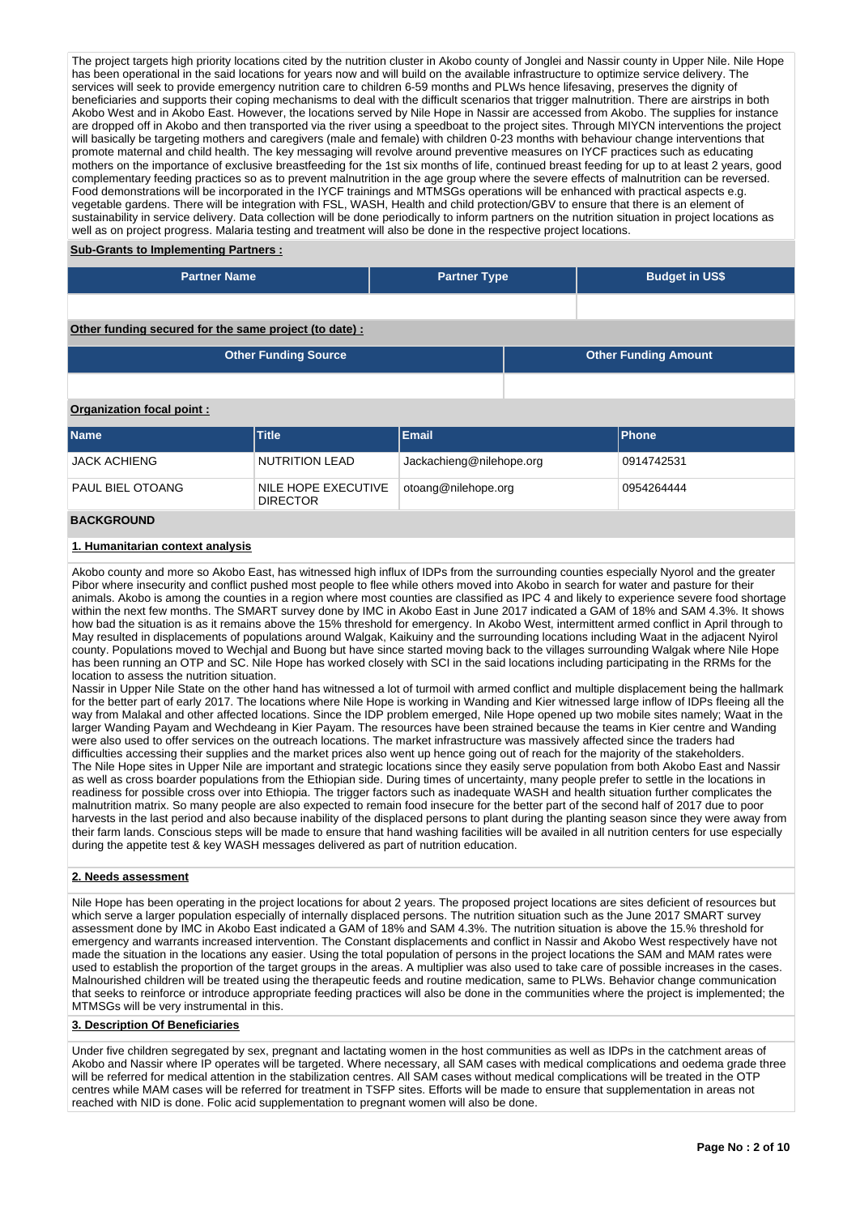The project targets high priority locations cited by the nutrition cluster in Akobo county of Jonglei and Nassir county in Upper Nile. Nile Hope has been operational in the said locations for years now and will build on the available infrastructure to optimize service delivery. The services will seek to provide emergency nutrition care to children 6-59 months and PLWs hence lifesaving, preserves the dignity of beneficiaries and supports their coping mechanisms to deal with the difficult scenarios that trigger malnutrition. There are airstrips in both Akobo West and in Akobo East. However, the locations served by Nile Hope in Nassir are accessed from Akobo. The supplies for instance are dropped off in Akobo and then transported via the river using a speedboat to the project sites. Through MIYCN interventions the project will basically be targeting mothers and caregivers (male and female) with children 0-23 months with behaviour change interventions that promote maternal and child health. The key messaging will revolve around preventive measures on IYCF practices such as educating mothers on the importance of exclusive breastfeeding for the 1st six months of life, continued breast feeding for up to at least 2 years, good complementary feeding practices so as to prevent malnutrition in the age group where the severe effects of malnutrition can be reversed. Food demonstrations will be incorporated in the IYCF trainings and MTMSGs operations will be enhanced with practical aspects e.g. vegetable gardens. There will be integration with FSL, WASH, Health and child protection/GBV to ensure that there is an element of sustainability in service delivery. Data collection will be done periodically to inform partners on the nutrition situation in project locations as well as on project progress. Malaria testing and treatment will also be done in the respective project locations.

**Sub-Grants to Implementing Partners :**

| Partner Name | Partner Type | Budget in US$ |
| --- | --- | --- |
| | | |

**Other funding secured for the same project (to date) :**

| Other Funding Source | Other Funding Amount |
| --- | --- |
| | |

**Organization focal point :**

| Name | Title | Email | Phone |
| --- | --- | --- | --- |
| JACK ACHIENG | NUTRITION LEAD | Jackachieng@nilehope.org | 0914742531 |
| PAUL BIEL OTOANG | NILE HOPE EXECUTIVE DIRECTOR | otoang@nilehope.org | 0954264444 |

## BACKGROUND

### 1. Humanitarian context analysis

Akobo county and more so Akobo East, has witnessed high influx of IDPs from the surrounding counties especially Nyorol and the greater Pibor where insecurity and conflict pushed most people to flee while others moved into Akobo in search for water and pasture for their animals. Akobo is among the counties in a region where most counties are classified as IPC 4 and likely to experience severe food shortage within the next few months. The SMART survey done by IMC in Akobo East in June 2017 indicated a GAM of 18% and SAM 4.3%. It shows how bad the situation is as it remains above the 15% threshold for emergency. In Akobo West, intermittent armed conflict in April through to May resulted in displacements of populations around Walgak, Kaikuiny and the surrounding locations including Waat in the adjacent Nyirol county. Populations moved to Wechjal and Buong but have since started moving back to the villages surrounding Walgak where Nile Hope has been running an OTP and SC. Nile Hope has worked closely with SCI in the said locations including participating in the RRMs for the location to assess the nutrition situation.

Nassir in Upper Nile State on the other hand has witnessed a lot of turmoil with armed conflict and multiple displacement being the hallmark for the better part of early 2017. The locations where Nile Hope is working in Wanding and Kier witnessed large inflow of IDPs fleeing all the way from Malakal and other affected locations. Since the IDP problem emerged, Nile Hope opened up two mobile sites namely; Waat in the larger Wanding Payam and Wechdeang in Kier Payam. The resources have been strained because the teams in Kier centre and Wanding were also used to offer services on the outreach locations. The market infrastructure was massively affected since the traders had difficulties accessing their supplies and the market prices also went up hence going out of reach for the majority of the stakeholders.

The Nile Hope sites in Upper Nile are important and strategic locations since they easily serve population from both Akobo East and Nassir as well as cross boarder populations from the Ethiopian side. During times of uncertainty, many people prefer to settle in the locations in readiness for possible cross over into Ethiopia. The trigger factors such as inadequate WASH and health situation further complicates the malnutrition matrix. So many people are also expected to remain food insecure for the better part of the second half of 2017 due to poor harvests in the last period and also because inability of the displaced persons to plant during the planting season since they were away from their farm lands. Conscious steps will be made to ensure that hand washing facilities will be availed in all nutrition centers for use especially during the appetite test & key WASH messages delivered as part of nutrition education.

### 2. Needs assessment

Nile Hope has been operating in the project locations for about 2 years. The proposed project locations are sites deficient of resources but which serve a larger population especially of internally displaced persons. The nutrition situation such as the June 2017 SMART survey assessment done by IMC in Akobo East indicated a GAM of 18% and SAM 4.3%. The nutrition situation is above the 15.% threshold for emergency and warrants increased intervention. The Constant displacements and conflict in Nassir and Akobo West respectively have not made the situation in the locations any easier. Using the total population of persons in the project locations the SAM and MAM rates were used to establish the proportion of the target groups in the areas. A multiplier was also used to take care of possible increases in the cases. Malnourished children will be treated using the therapeutic feeds and routine medication, same to PLWs. Behavior change communication that seeks to reinforce or introduce appropriate feeding practices will also be done in the communities where the project is implemented; the MTMSGs will be very instrumental in this.

### 3. Description Of Beneficiaries

Under five children segregated by sex, pregnant and lactating women in the host communities as well as IDPs in the catchment areas of Akobo and Nassir where IP operates will be targeted. Where necessary, all SAM cases with medical complications and oedema grade three will be referred for medical attention in the stabilization centres. All SAM cases without medical complications will be treated in the OTP centres while MAM cases will be referred for treatment in TSFP sites. Efforts will be made to ensure that supplementation in areas not reached with NID is done. Folic acid supplementation to pregnant women will also be done.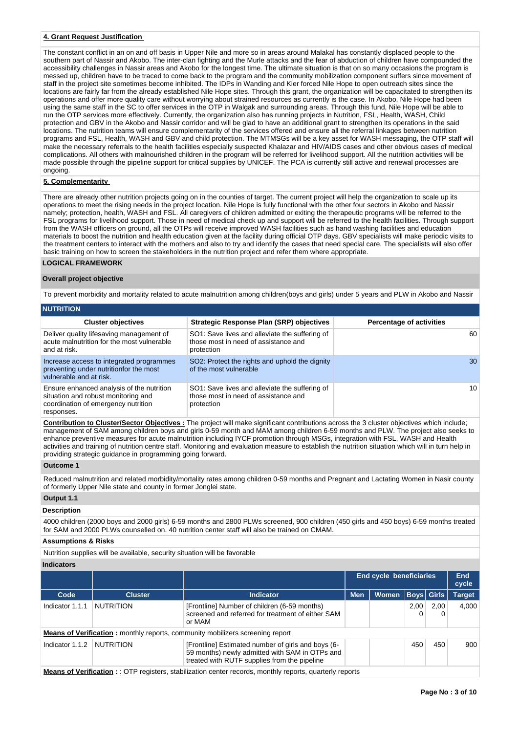## 4. Grant Request Justification

The constant conflict in an on and off basis in Upper Nile and more so in areas around Malakal has constantly displaced people to the southern part of Nassir and Akobo. The inter-clan fighting and the Murle attacks and the fear of abduction of children have compounded the accessibility challenges in Nassir areas and Akobo for the longest time. The ultimate situation is that on so many occasions the program is messed up, children have to be traced to come back to the program and the community mobilization component suffers since movement of staff in the project site sometimes become inhibited. The IDPs in Wanding and Kier forced Nile Hope to open outreach sites since the locations are fairly far from the already established Nile Hope sites. Through this grant, the organization will be capacitated to strengthen its operations and offer more quality care without worrying about strained resources as currently is the case. In Akobo, Nile Hope had been using the same staff in the SC to offer services in the OTP in Walgak and surrounding areas. Through this fund, Nile Hope will be able to run the OTP services more effectively. Currently, the organization also has running projects in Nutrition, FSL, Health, WASH, Child protection and GBV in the Akobo and Nassir corridor and will be glad to have an additional grant to strengthen its operations in the said locations. The nutrition teams will ensure complementarity of the services offered and ensure all the referral linkages between nutrition programs and FSL, Health, WASH and GBV and child protection. The MTMSGs will be a key asset for WASH messaging, the OTP staff will make the necessary referrals to the health facilities especially suspected Khalazar and HIV/AIDS cases and other obvious cases of medical complications. All others with malnourished children in the program will be referred for livelihood support. All the nutrition activities will be made possible through the pipeline support for critical supplies by UNICEF. The PCA is currently still active and renewal processes are ongoing.

## 5. Complementarity

There are already other nutrition projects going on in the counties of target. The current project will help the organization to scale up its operations to meet the rising needs in the project location. Nile Hope is fully functional with the other four sectors in Akobo and Nassir namely; protection, health, WASH and FSL. All caregivers of children admitted or exiting the therapeutic programs will be referred to the FSL programs for livelihood support. Those in need of medical check up and support will be referred to the health facilities. Through support from the WASH officers on ground, all the OTPs will receive improved WASH facilities such as hand washing facilities and education materials to boost the nutrition and health education given at the facility during official OTP days. GBV specialists will make periodic visits to the treatment centers to interact with the mothers and also to try and identify the cases that need special care. The specialists will also offer basic training on how to screen the stakeholders in the nutrition project and refer them where appropriate.

## LOGICAL FRAMEWORK

### Overall project objective

To prevent morbidity and mortality related to acute malnutrition among children(boys and girls) under 5 years and PLW in Akobo and Nassir

### NUTRITION

| Cluster objectives | Strategic Response Plan (SRP) objectives | Percentage of activities |
|---|---|---|
| Deliver quality lifesaving management of acute malnutrition for the most vulnerable and at risk. | SO1: Save lives and alleviate the suffering of those most in need of assistance and protection | 60 |
| Increase access to integrated programmes preventing under nutritionfor the most vulnerable and at risk. | SO2: Protect the rights and uphold the dignity of the most vulnerable | 30 |
| Ensure enhanced analysis of the nutrition situation and robust monitoring and coordination of emergency nutrition responses. | SO1: Save lives and alleviate the suffering of those most in need of assistance and protection | 10 |

**Contribution to Cluster/Sector Objectives :** The project will make significant contributions across the 3 cluster objectives which include; management of SAM among children boys and girls 0-59 month and MAM among children 6-59 months and PLW. The project also seeks to enhance preventive measures for acute malnutrition including IYCF promotion through MSGs, integration with FSL, WASH and Health activities and training of nutrition centre staff. Monitoring and evaluation measure to establish the nutrition situation which will in turn help in providing strategic guidance in programming going forward.

### Outcome 1

Reduced malnutrition and related morbidity/mortality rates among children 0-59 months and Pregnant and Lactating Women in Nasir county of formerly Upper Nile state and county in former Jonglei state.

### Output 1.1

**Description**

4000 children (2000 boys and 2000 girls) 6-59 months and 2800 PLWs screened, 900 children (450 girls and 450 boys) 6-59 months treated for SAM and 2000 PLWs counselled on. 40 nutrition center staff will also be trained on CMAM.

**Assumptions & Risks**

Nutrition supplies will be available, security situation will be favorable

**Indicators**

| | | | End cycle beneficiaries | | | | End cycle |
|---|---|---|---|---|---|---|---|
| Code | Cluster | Indicator | Men | Women | Boys | Girls | Target |
| Indicator 1.1.1 | NUTRITION | [Frontline] Number of children (6-59 months) screened and referred for treatment of either SAM or MAM | | | 2,000 | 2,000 | 4,000 |
| **Means of Verification :** monthly reports, community mobilizers screening report | | | | | | | |
| Indicator 1.1.2 | NUTRITION | [Frontline] Estimated number of girls and boys (6-59 months) newly admitted with SAM in OTPs and treated with RUTF supplies from the pipeline | | | 450 | 450 | 900 |
| **Means of Verification :** : OTP registers, stabilization center records, monthly reports, quarterly reports | | | | | | | |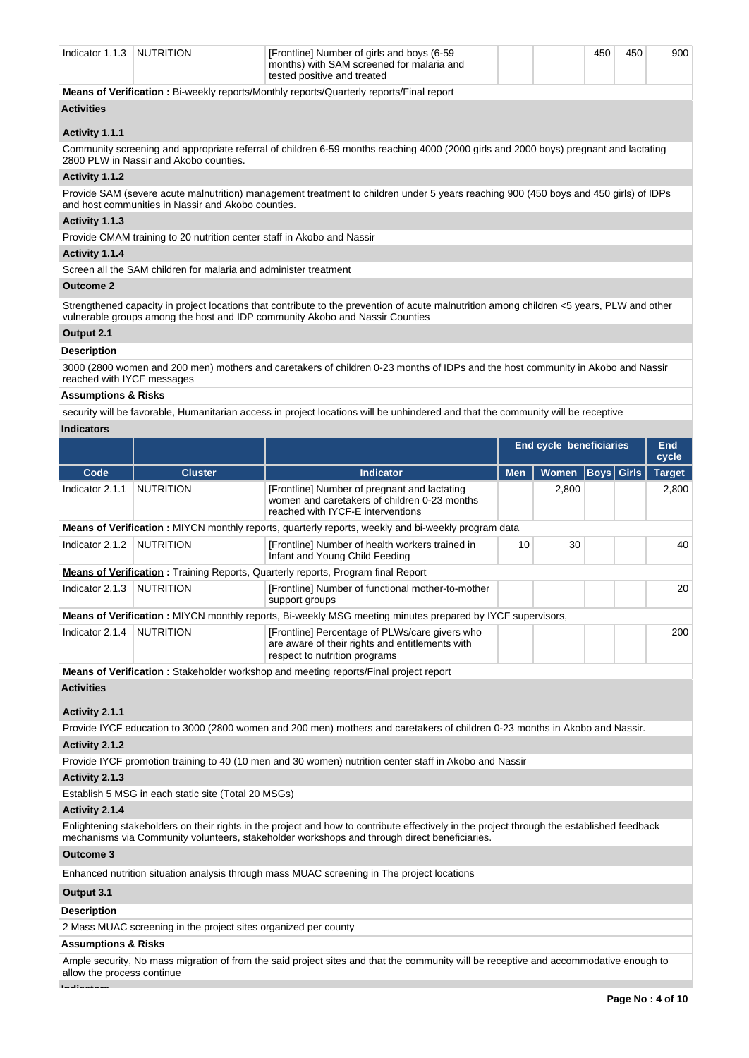| Indicator 1.1.3 | NUTRITION | [Frontline] Number of girls and boys (6-59 months) with SAM screened for malaria and tested positive and treated | | | 450 | 450 | 900 |
|---|---|---|---|---|---|---|---|

**Means of Verification :** Bi-weekly reports/Monthly reports/Quarterly reports/Final report

**Activities**

**Activity 1.1.1**

Community screening and appropriate referral of children 6-59 months reaching 4000 (2000 girls and 2000 boys) pregnant and lactating 2800 PLW in Nassir and Akobo counties.

**Activity 1.1.2**

Provide SAM (severe acute malnutrition) management treatment to children under 5 years reaching 900 (450 boys and 450 girls) of IDPs and host communities in Nassir and Akobo counties.

**Activity 1.1.3**

Provide CMAM training to 20 nutrition center staff in Akobo and Nassir

**Activity 1.1.4**

Screen all the SAM children for malaria and administer treatment

**Outcome 2**

Strengthened capacity in project locations that contribute to the prevention of acute malnutrition among children <5 years, PLW and other vulnerable groups among the host and IDP community Akobo and Nassir Counties

**Output 2.1**

**Description**

3000 (2800 women and 200 men) mothers and caretakers of children 0-23 months of IDPs and the host community in Akobo and Nassir reached with IYCF messages

**Assumptions & Risks**

security will be favorable, Humanitarian access in project locations will be unhindered and that the community will be receptive

**Indicators**

| | | | End cycle beneficiaries | | | | End cycle |
|---|---|---|---|---|---|---|---|
| **Code** | **Cluster** | **Indicator** | **Men** | **Women** | **Boys** | **Girls** | **Target** |
| Indicator 2.1.1 | NUTRITION | [Frontline] Number of pregnant and lactating women and caretakers of children 0-23 months reached with IYCF-E interventions | | 2,800 | | | 2,800 |
| **Means of Verification :** MIYCN monthly reports, quarterly reports, weekly and bi-weekly program data | | | | | | | |
| Indicator 2.1.2 | NUTRITION | [Frontline] Number of health workers trained in Infant and Young Child Feeding | 10 | 30 | | | 40 |
| **Means of Verification :** Training Reports, Quarterly reports, Program final Report | | | | | | | |
| Indicator 2.1.3 | NUTRITION | [Frontline] Number of functional mother-to-mother support groups | | | | | 20 |
| **Means of Verification :** MIYCN monthly reports, Bi-weekly MSG meeting minutes prepared by IYCF supervisors, | | | | | | | |
| Indicator 2.1.4 | NUTRITION | [Frontline] Percentage of PLWs/care givers who are aware of their rights and entitlements with respect to nutrition programs | | | | | 200 |
| **Means of Verification :** Stakeholder workshop and meeting reports/Final project report | | | | | | | |

**Activities**

**Activity 2.1.1**

Provide IYCF education to 3000 (2800 women and 200 men) mothers and caretakers of children 0-23 months in Akobo and Nassir.

**Activity 2.1.2**

Provide IYCF promotion training to 40 (10 men and 30 women) nutrition center staff in Akobo and Nassir

**Activity 2.1.3**

Establish 5 MSG in each static site (Total 20 MSGs)

**Activity 2.1.4**

Enlightening stakeholders on their rights in the project and how to contribute effectively in the project through the established feedback mechanisms via Community volunteers, stakeholder workshops and through direct beneficiaries.

**Outcome 3**

Enhanced nutrition situation analysis through mass MUAC screening in The project locations

**Output 3.1**

**Description**

2 Mass MUAC screening in the project sites organized per county

**Assumptions & Risks**

Ample security, No mass migration of from the said project sites and that the community will be receptive and accommodative enough to allow the process continue

**Indicators**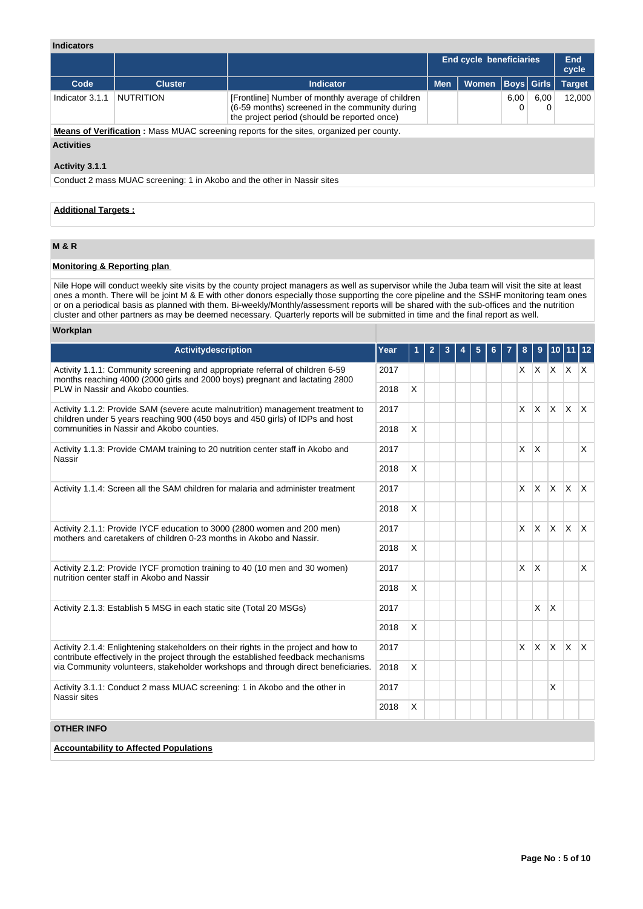## Indicators

| Code | Cluster | Indicator | End cycle beneficiaries | | | | End cycle |
|---|---|---|---|---|---|---|---|
| | | | Men | Women | Boys | Girls | Target |
| Indicator 3.1.1 | NUTRITION | [Frontline] Number of monthly average of children (6-59 months) screened in the community during the project period (should be reported once) | | | 6,000 | 6,000 | 12,000 |

**Means of Verification :** Mass MUAC screening reports for the sites, organized per county.

### Activities

**Activity 3.1.1**

Conduct 2 mass MUAC screening: 1 in Akobo and the other in Nassir sites

**Additional Targets :**

## M & R

**Monitoring & Reporting plan**

Nile Hope will conduct weekly site visits by the county project managers as well as supervisor while the Juba team will visit the site at least ones a month. There will be joint M & E with other donors especially those supporting the core pipeline and the SSHF monitoring team ones or on a periodical basis as planned with them. Bi-weekly/Monthly/assessment reports will be shared with the sub-offices and the nutrition cluster and other partners as may be deemed necessary. Quarterly reports will be submitted in time and the final report as well.

### Workplan

| Activitydescription | Year | 1 | 2 | 3 | 4 | 5 | 6 | 7 | 8 | 9 | 10 | 11 | 12 |
|---|---|---|---|---|---|---|---|---|---|---|---|---|---|
| Activity 1.1.1: Community screening and appropriate referral of children 6-59 months reaching 4000 (2000 girls and 2000 boys) pregnant and lactating 2800 PLW in Nassir and Akobo counties. | 2017 | | | | | | | | X | X | X | X | X |
| | 2018 | X | | | | | | | | | | | |
| Activity 1.1.2: Provide SAM (severe acute malnutrition) management treatment to children under 5 years reaching 900 (450 boys and 450 girls) of IDPs and host communities in Nassir and Akobo counties. | 2017 | | | | | | | | X | X | X | X | X |
| | 2018 | X | | | | | | | | | | | |
| Activity 1.1.3: Provide CMAM training to 20 nutrition center staff in Akobo and Nassir | 2017 | | | | | | | | X | X | | | X |
| | 2018 | X | | | | | | | | | | | |
| Activity 1.1.4: Screen all the SAM children for malaria and administer treatment | 2017 | | | | | | | | X | X | X | X | X |
| | 2018 | X | | | | | | | | | | | |
| Activity 2.1.1: Provide IYCF education to 3000 (2800 women and 200 men) mothers and caretakers of children 0-23 months in Akobo and Nassir. | 2017 | | | | | | | | X | X | X | X | X |
| | 2018 | X | | | | | | | | | | | |
| Activity 2.1.2: Provide IYCF promotion training to 40 (10 men and 30 women) nutrition center staff in Akobo and Nassir | 2017 | | | | | | | | X | X | | | X |
| | 2018 | X | | | | | | | | | | | |
| Activity 2.1.3: Establish 5 MSG in each static site (Total 20 MSGs) | 2017 | | | | | | | | | X | X | | |
| | 2018 | X | | | | | | | | | | | |
| Activity 2.1.4: Enlightening stakeholders on their rights in the project and how to contribute effectively in the project through the established feedback mechanisms via Community volunteers, stakeholder workshops and through direct beneficiaries. | 2017 | | | | | | | | X | X | X | X | X |
| | 2018 | X | | | | | | | | | | | |
| Activity 3.1.1: Conduct 2 mass MUAC screening: 1 in Akobo and the other in Nassir sites | 2017 | | | | | | | | | | X | | |
| | 2018 | X | | | | | | | | | | | |

## OTHER INFO

**Accountability to Affected Populations**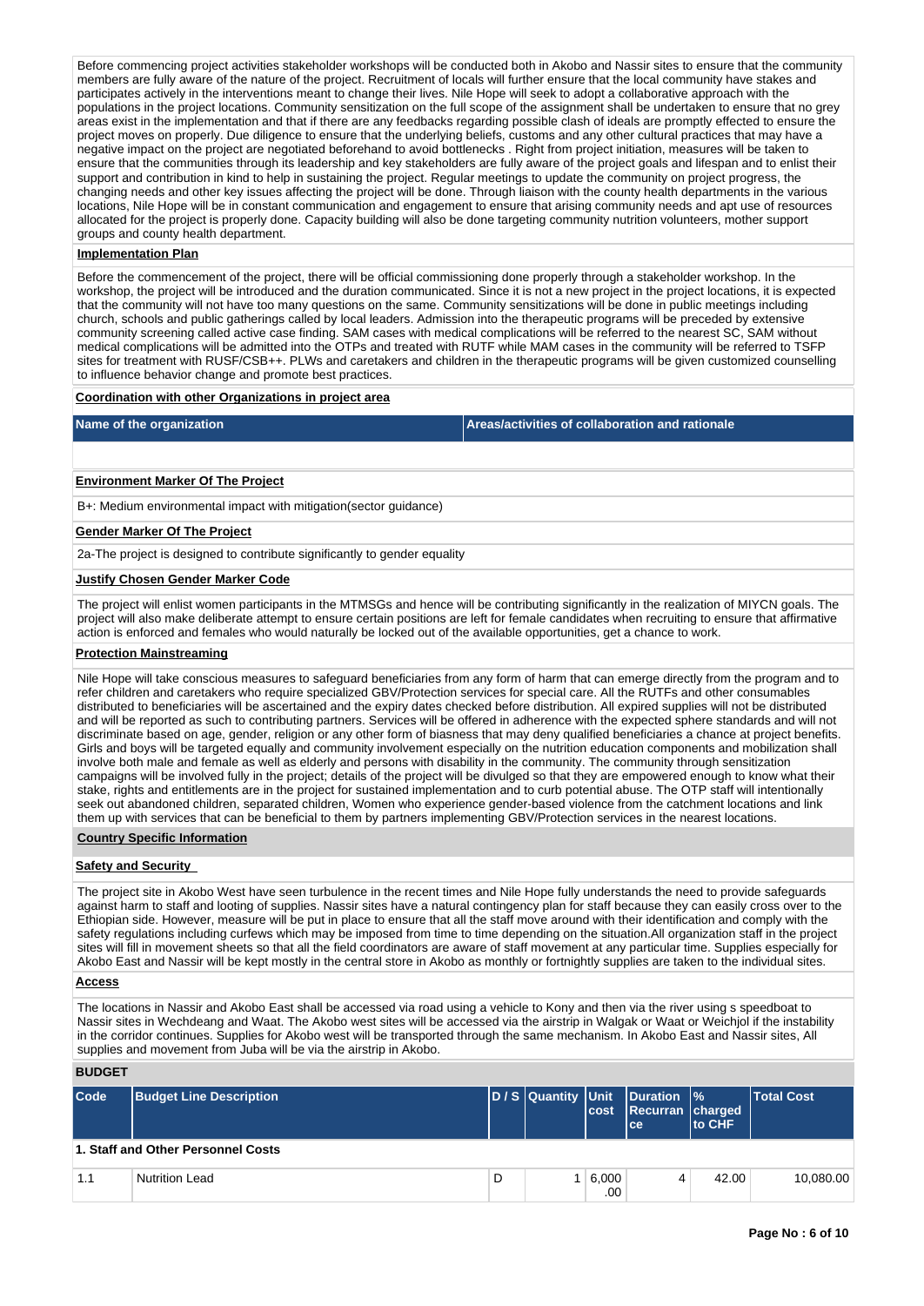Before commencing project activities stakeholder workshops will be conducted both in Akobo and Nassir sites to ensure that the community members are fully aware of the nature of the project. Recruitment of locals will further ensure that the local community have stakes and participates actively in the interventions meant to change their lives. Nile Hope will seek to adopt a collaborative approach with the populations in the project locations. Community sensitization on the full scope of the assignment shall be undertaken to ensure that no grey areas exist in the implementation and that if there are any feedbacks regarding possible clash of ideals are promptly effected to ensure the project moves on properly. Due diligence to ensure that the underlying beliefs, customs and any other cultural practices that may have a negative impact on the project are negotiated beforehand to avoid bottlenecks . Right from project initiation, measures will be taken to ensure that the communities through its leadership and key stakeholders are fully aware of the project goals and lifespan and to enlist their support and contribution in kind to help in sustaining the project. Regular meetings to update the community on project progress, the changing needs and other key issues affecting the project will be done. Through liaison with the county health departments in the various locations, Nile Hope will be in constant communication and engagement to ensure that arising community needs and apt use of resources allocated for the project is properly done. Capacity building will also be done targeting community nutrition volunteers, mother support groups and county health department.

**Implementation Plan**

Before the commencement of the project, there will be official commissioning done properly through a stakeholder workshop. In the workshop, the project will be introduced and the duration communicated. Since it is not a new project in the project locations, it is expected that the community will not have too many questions on the same. Community sensitizations will be done in public meetings including church, schools and public gatherings called by local leaders. Admission into the therapeutic programs will be preceded by extensive community screening called active case finding. SAM cases with medical complications will be referred to the nearest SC, SAM without medical complications will be admitted into the OTPs and treated with RUTF while MAM cases in the community will be referred to TSFP sites for treatment with RUSF/CSB++. PLWs and caretakers and children in the therapeutic programs will be given customized counselling to influence behavior change and promote best practices.

**Coordination with other Organizations in project area**

| Name of the organization | Areas/activities of collaboration and rationale |
|---|---|
| | |

**Environment Marker Of The Project**

B+: Medium environmental impact with mitigation(sector guidance)

**Gender Marker Of The Project**

2a-The project is designed to contribute significantly to gender equality

**Justify Chosen Gender Marker Code**

The project will enlist women participants in the MTMSGs and hence will be contributing significantly in the realization of MIYCN goals. The project will also make deliberate attempt to ensure certain positions are left for female candidates when recruiting to ensure that affirmative action is enforced and females who would naturally be locked out of the available opportunities, get a chance to work.

**Protection Mainstreaming**

Nile Hope will take conscious measures to safeguard beneficiaries from any form of harm that can emerge directly from the program and to refer children and caretakers who require specialized GBV/Protection services for special care. All the RUTFs and other consumables distributed to beneficiaries will be ascertained and the expiry dates checked before distribution. All expired supplies will not be distributed and will be reported as such to contributing partners. Services will be offered in adherence with the expected sphere standards and will not discriminate based on age, gender, religion or any other form of biasness that may deny qualified beneficiaries a chance at project benefits. Girls and boys will be targeted equally and community involvement especially on the nutrition education components and mobilization shall involve both male and female as well as elderly and persons with disability in the community. The community through sensitization campaigns will be involved fully in the project; details of the project will be divulged so that they are empowered enough to know what their stake, rights and entitlements are in the project for sustained implementation and to curb potential abuse. The OTP staff will intentionally seek out abandoned children, separated children, Women who experience gender-based violence from the catchment locations and link them up with services that can be beneficial to them by partners implementing GBV/Protection services in the nearest locations.

**Country Specific Information**

**Safety and Security**

The project site in Akobo West have seen turbulence in the recent times and Nile Hope fully understands the need to provide safeguards against harm to staff and looting of supplies. Nassir sites have a natural contingency plan for staff because they can easily cross over to the Ethiopian side. However, measure will be put in place to ensure that all the staff move around with their identification and comply with the safety regulations including curfews which may be imposed from time to time depending on the situation.All organization staff in the project sites will fill in movement sheets so that all the field coordinators are aware of staff movement at any particular time. Supplies especially for Akobo East and Nassir will be kept mostly in the central store in Akobo as monthly or fortnightly supplies are taken to the individual sites.

**Access**

The locations in Nassir and Akobo East shall be accessed via road using a vehicle to Kony and then via the river using s speedboat to Nassir sites in Wechdeang and Waat. The Akobo west sites will be accessed via the airstrip in Walgak or Waat or Weichjol if the instability in the corridor continues. Supplies for Akobo west will be transported through the same mechanism. In Akobo East and Nassir sites, All supplies and movement from Juba will be via the airstrip in Akobo.

**BUDGET**

| Code | Budget Line Description | D / S | Quantity | Unit cost | Duration Recurrance | % charged to CHF | Total Cost |
|---|---|---|---|---|---|---|---|
| **1. Staff and Other Personnel Costs** | | | | | | | |
| 1.1 | Nutrition Lead | D | 1 | 6,000.00 | 4 | 42.00 | 10,080.00 |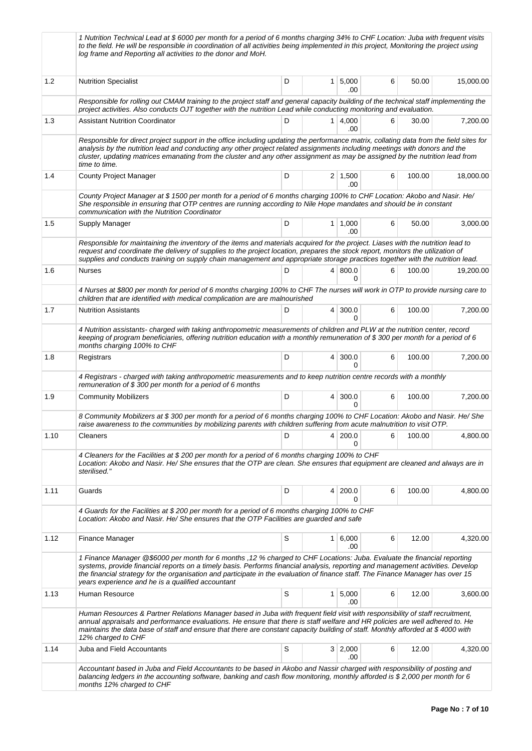| | | | | | | | |
|---|---|---|---|---|---|---|---|
| | *1 Nutrition Technical Lead at $ 6000 per month for a period of 6 months charging 34% to CHF Location: Juba with frequent visits to the field. He will be responsible in coordination of all activities being implemented in this project, Monitoring the project using log frame and Reporting all activities to the donor and MoH.* | | | | | | |
| 1.2 | Nutrition Specialist | D | 1 | 5,000.00 | 6 | 50.00 | 15,000.00 |
| | *Responsible for rolling out CMAM training to the project staff and general capacity building of the technical staff implementing the project activities. Also conducts OJT together with the nutrition Lead while conducting monitoring and evaluation.* | | | | | | |
| 1.3 | Assistant Nutrition Coordinator | D | 1 | 4,000.00 | 6 | 30.00 | 7,200.00 |
| | *Responsible for direct project support in the office including updating the performance matrix, collating data from the field sites for analysis by the nutrition lead and conducting any other project related assignments including meetings with donors and the cluster, updating matrices emanating from the cluster and any other assignment as may be assigned by the nutrition lead from time to time.* | | | | | | |
| 1.4 | County Project Manager | D | 2 | 1,500.00 | 6 | 100.00 | 18,000.00 |
| | *County Project Manager at $ 1500 per month for a period of 6 months charging 100% to CHF Location: Akobo and Nasir. He/ She responsible in ensuring that OTP centres are running according to Nile Hope mandates and should be in constant communication with the Nutrition Coordinator* | | | | | | |
| 1.5 | Supply Manager | D | 1 | 1,000.00 | 6 | 50.00 | 3,000.00 |
| | *Responsible for maintaining the inventory of the items and materials acquired for the project. Liases with the nutrition lead to request and coordinate the delivery of supplies to the project location, prepares the stock report, monitors the utilization of supplies and conducts training on supply chain management and appropriate storage practices together with the nutrition lead.* | | | | | | |
| 1.6 | Nurses | D | 4 | 800.00 | 6 | 100.00 | 19,200.00 |
| | *4 Nurses at $800 per month for period of 6 months charging 100% to CHF The nurses will work in OTP to provide nursing care to children that are identified with medical complication are are malnourished* | | | | | | |
| 1.7 | Nutrition Assistants | D | 4 | 300.00 | 6 | 100.00 | 7,200.00 |
| | *4 Nutrition assistants- charged with taking anthropometric measurements of children and PLW at the nutrition center, record keeping of program beneficiaries, offering nutrition education with a monthly remuneration of $ 300 per month for a period of 6 months charging 100% to CHF* | | | | | | |
| 1.8 | Registrars | D | 4 | 300.00 | 6 | 100.00 | 7,200.00 |
| | *4 Registrars - charged with taking anthropometric measurements and to keep nutrition centre records with a monthly remuneration of $ 300 per month for a period of 6 months* | | | | | | |
| 1.9 | Community Mobilizers | D | 4 | 300.00 | 6 | 100.00 | 7,200.00 |
| | *8 Community Mobilizers at $ 300 per month for a period of 6 months charging 100% to CHF Location: Akobo and Nasir. He/ She raise awareness to the communities by mobilizing parents with children suffering from acute malnutrition to visit OTP.* | | | | | | |
| 1.10 | Cleaners | D | 4 | 200.00 | 6 | 100.00 | 4,800.00 |
| | *4 Cleaners for the Facilities at $ 200 per month for a period of 6 months charging 100% to CHF Location: Akobo and Nasir. He/ She ensures that the OTP are clean. She ensures that equipment are cleaned and always are in sterilised."* | | | | | | |
| 1.11 | Guards | D | 4 | 200.00 | 6 | 100.00 | 4,800.00 |
| | *4 Guards for the Facilities at $ 200 per month for a period of 6 months charging 100% to CHF Location: Akobo and Nasir. He/ She ensures that the OTP Facilities are guarded and safe* | | | | | | |
| 1.12 | Finance Manager | S | 1 | 6,000.00 | 6 | 12.00 | 4,320.00 |
| | *1 Finance Manager @$6000 per month for 6 months ,12 % charged to CHF Locations: Juba. Evaluate the financial reporting systems, provide financial reports on a timely basis. Performs financial analysis, reporting and management activities. Develop the financial strategy for the organisation and participate in the evaluation of finance staff. The Finance Manager has over 15 years experience and he is a qualified accountant* | | | | | | |
| 1.13 | Human Resource | S | 1 | 5,000.00 | 6 | 12.00 | 3,600.00 |
| | *Human Resources & Partner Relations Manager based in Juba with frequent field visit with responsibility of staff recruitment, annual appraisals and performance evaluations. He ensure that there is staff welfare and HR policies are well adhered to. He maintains the data base of staff and ensure that there are constant capacity building of staff. Monthly afforded at $ 4000 with 12% charged to CHF* | | | | | | |
| 1.14 | Juba and Field Accountants | S | 3 | 2,000.00 | 6 | 12.00 | 4,320.00 |
| | *Accountant based in Juba and Field Accountants to be based in Akobo and Nassir charged with responsibility of posting and balancing ledgers in the accounting software, banking and cash flow monitoring, monthly afforded is $ 2,000 per month for 6 months 12% charged to CHF* | | | | | | |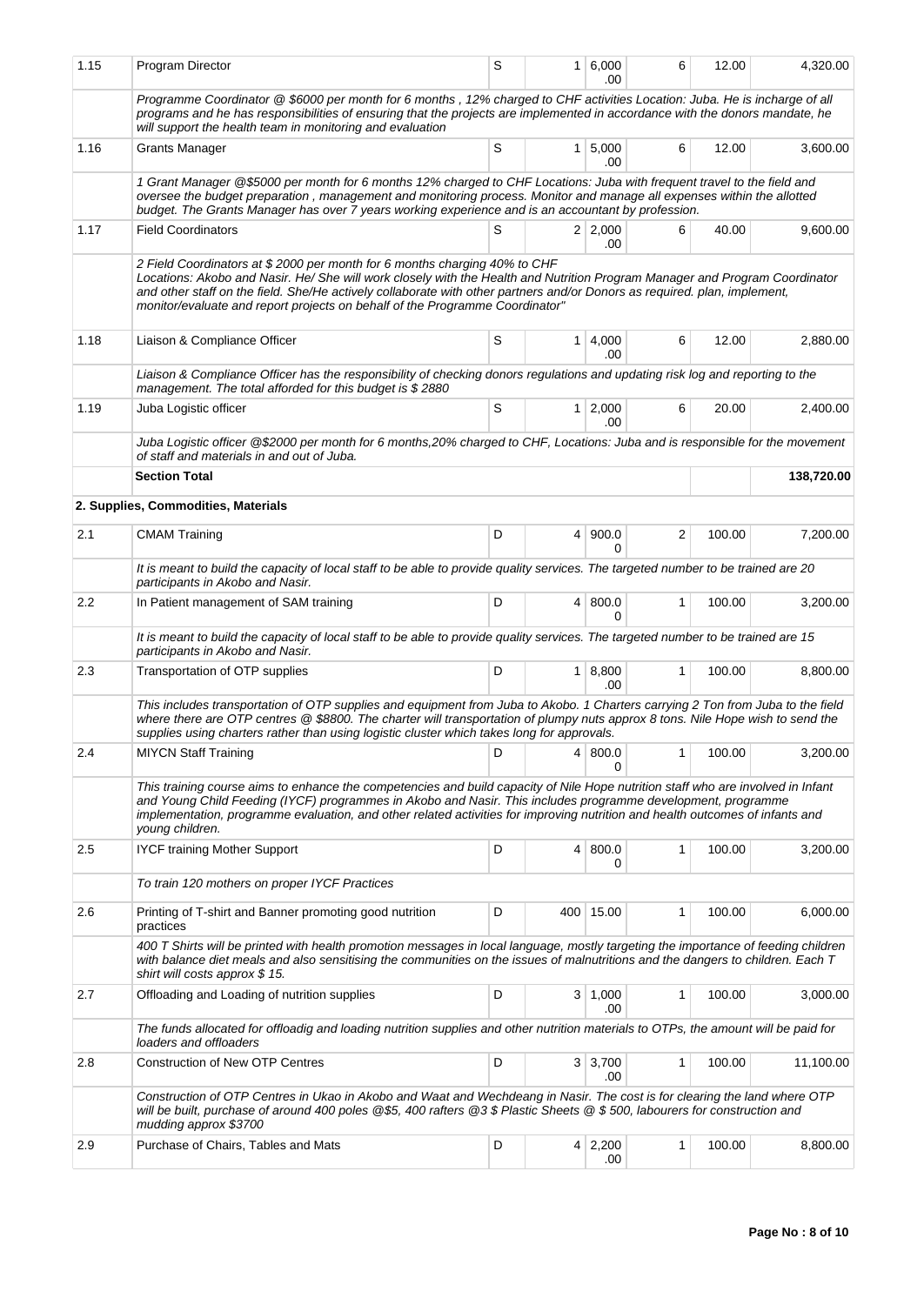| | | | | | | | |
|---|---|---|---|---|---|---|---|
| 1.15 | Program Director | S | 1 | 6,000.00 | 6 | 12.00 | 4,320.00 |
| | *Programme Coordinator @ $6000 per month for 6 months , 12% charged to CHF activities Location: Juba. He is incharge of all programs and he has responsibilities of ensuring that the projects are implemented in accordance with the donors mandate, he will support the health team in monitoring and evaluation* | | | | | | |
| 1.16 | Grants Manager | S | 1 | 5,000.00 | 6 | 12.00 | 3,600.00 |
| | *1 Grant Manager @$5000 per month for 6 months 12% charged to CHF Locations: Juba with frequent travel to the field and oversee the budget preparation , management and monitoring process. Monitor and manage all expenses within the allotted budget. The Grants Manager has over 7 years working experience and is an accountant by profession.* | | | | | | |
| 1.17 | Field Coordinators | S | 2 | 2,000.00 | 6 | 40.00 | 9,600.00 |
| | *2 Field Coordinators at $ 2000 per month for 6 months charging 40% to CHF Locations: Akobo and Nasir. He/ She will work closely with the Health and Nutrition Program Manager and Program Coordinator and other staff on the field. She/He actively collaborate with other partners and/or Donors as required. plan, implement, monitor/evaluate and report projects on behalf of the Programme Coordinator"* | | | | | | |
| 1.18 | Liaison & Compliance Officer | S | 1 | 4,000.00 | 6 | 12.00 | 2,880.00 |
| | *Liaison & Compliance Officer has the responsibility of checking donors regulations and updating risk log and reporting to the management. The total afforded for this budget is $ 2880* | | | | | | |
| 1.19 | Juba Logistic officer | S | 1 | 2,000.00 | 6 | 20.00 | 2,400.00 |
| | *Juba Logistic officer @$2000 per month for 6 months,20% charged to CHF, Locations: Juba and is responsible for the movement of staff and materials in and out of Juba.* | | | | | | |
| | **Section Total** | | | | | | **138,720.00** |
| | **2. Supplies, Commodities, Materials** | | | | | | |
| 2.1 | CMAM Training | D | 4 | 900.00 | 2 | 100.00 | 7,200.00 |
| | *It is meant to build the capacity of local staff to be able to provide quality services. The targeted number to be trained are 20 participants in Akobo and Nasir.* | | | | | | |
| 2.2 | In Patient management of SAM training | D | 4 | 800.00 | 1 | 100.00 | 3,200.00 |
| | *It is meant to build the capacity of local staff to be able to provide quality services. The targeted number to be trained are 15 participants in Akobo and Nasir.* | | | | | | |
| 2.3 | Transportation of OTP supplies | D | 1 | 8,800.00 | 1 | 100.00 | 8,800.00 |
| | *This includes transportation of OTP supplies and equipment from Juba to Akobo. 1 Charters carrying 2 Ton from Juba to the field where there are OTP centres @ $8800. The charter will transportation of plumpy nuts approx 8 tons. Nile Hope wish to send the supplies using charters rather than using logistic cluster which takes long for approvals.* | | | | | | |
| 2.4 | MIYCN Staff Training | D | 4 | 800.00 | 1 | 100.00 | 3,200.00 |
| | *This training course aims to enhance the competencies and build capacity of Nile Hope nutrition staff who are involved in Infant and Young Child Feeding (IYCF) programmes in Akobo and Nasir. This includes programme development, programme implementation, programme evaluation, and other related activities for improving nutrition and health outcomes of infants and young children.* | | | | | | |
| 2.5 | IYCF training Mother Support | D | 4 | 800.00 | 1 | 100.00 | 3,200.00 |
| | *To train 120 mothers on proper IYCF Practices* | | | | | | |
| 2.6 | Printing of T-shirt and Banner promoting good nutrition practices | D | 400 | 15.00 | 1 | 100.00 | 6,000.00 |
| | *400 T Shirts will be printed with health promotion messages in local language, mostly targeting the importance of feeding children with balance diet meals and also sensitising the communities on the issues of malnutritions and the dangers to children. Each T shirt will costs approx $ 15.* | | | | | | |
| 2.7 | Offloading and Loading of nutrition supplies | D | 3 | 1,000.00 | 1 | 100.00 | 3,000.00 |
| | *The funds allocated for offloadig and loading nutrition supplies and other nutrition materials to OTPs, the amount will be paid for loaders and offloaders* | | | | | | |
| 2.8 | Construction of New OTP Centres | D | 3 | 3,700.00 | 1 | 100.00 | 11,100.00 |
| | *Construction of OTP Centres in Ukao in Akobo and Waat and Wechdeang in Nasir. The cost is for clearing the land where OTP will be built, purchase of around 400 poles @$5, 400 rafters @3 $ Plastic Sheets @ $ 500, labourers for construction and mudding approx $3700* | | | | | | |
| 2.9 | Purchase of Chairs, Tables and Mats | D | 4 | 2,200.00 | 1 | 100.00 | 8,800.00 |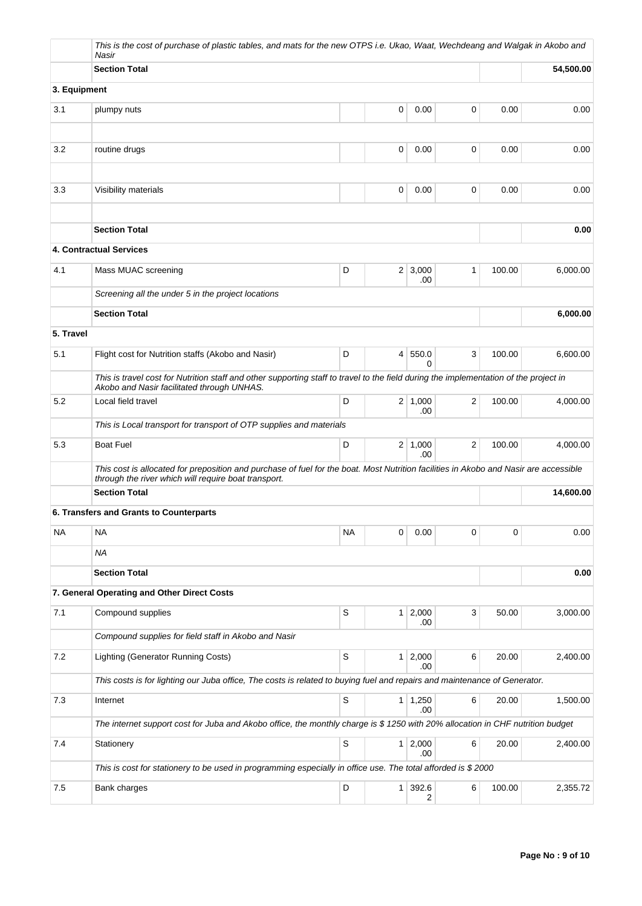| | | | | | | | |
|---|---|---|---|---|---|---|---|
| | *This is the cost of purchase of plastic tables, and mats for the new OTPS i.e. Ukao, Waat, Wechdeang and Walgak in Akobo and Nasir* | | | | | | |
| | **Section Total** | | | | | | **54,500.00** |
| **3. Equipment** | | | | | | | |
| 3.1 | plumpy nuts | | 0 | 0.00 | 0 | 0.00 | 0.00 |
| | | | | | | | |
| 3.2 | routine drugs | | 0 | 0.00 | 0 | 0.00 | 0.00 |
| | | | | | | | |
| 3.3 | Visibility materials | | 0 | 0.00 | 0 | 0.00 | 0.00 |
| | | | | | | | |
| | **Section Total** | | | | | | **0.00** |
| | **4. Contractual Services** | | | | | | |
| 4.1 | Mass MUAC screening | D | 2 | 3,000.00 | 1 | 100.00 | 6,000.00 |
| | *Screening all the under 5 in the project locations* | | | | | | |
| | **Section Total** | | | | | | **6,000.00** |
| **5. Travel** | | | | | | | |
| 5.1 | Flight cost for Nutrition staffs (Akobo and Nasir) | D | 4 | 550.00 | 3 | 100.00 | 6,600.00 |
| | *This is travel cost for Nutrition staff and other supporting staff to travel to the field during the implementation of the project in Akobo and Nasir facilitated through UNHAS.* | | | | | | |
| 5.2 | Local field travel | D | 2 | 1,000.00 | 2 | 100.00 | 4,000.00 |
| | *This is Local transport for transport of OTP supplies and materials* | | | | | | |
| 5.3 | Boat Fuel | D | 2 | 1,000.00 | 2 | 100.00 | 4,000.00 |
| | *This cost is allocated for preposition and purchase of fuel for the boat. Most Nutrition facilities in Akobo and Nasir are accessible through the river which will require boat transport.* | | | | | | |
| | **Section Total** | | | | | | **14,600.00** |
| | **6. Transfers and Grants to Counterparts** | | | | | | |
| NA | NA | NA | 0 | 0.00 | 0 | 0 | 0.00 |
| | *NA* | | | | | | |
| | **Section Total** | | | | | | **0.00** |
| | **7. General Operating and Other Direct Costs** | | | | | | |
| 7.1 | Compound supplies | S | 1 | 2,000.00 | 3 | 50.00 | 3,000.00 |
| | *Compound supplies for field staff in Akobo and Nasir* | | | | | | |
| 7.2 | Lighting (Generator Running Costs) | S | 1 | 2,000.00 | 6 | 20.00 | 2,400.00 |
| | *This costs is for lighting our Juba office, The costs is related to buying fuel and repairs and maintenance of Generator.* | | | | | | |
| 7.3 | Internet | S | 1 | 1,250.00 | 6 | 20.00 | 1,500.00 |
| | *The internet support cost for Juba and Akobo office, the monthly charge is $ 1250 with 20% allocation in CHF nutrition budget* | | | | | | |
| 7.4 | Stationery | S | 1 | 2,000.00 | 6 | 20.00 | 2,400.00 |
| | *This is cost for stationery to be used in programming especially in office use. The total afforded is $ 2000* | | | | | | |
| 7.5 | Bank charges | D | 1 | 392.62 | 6 | 100.00 | 2,355.72 |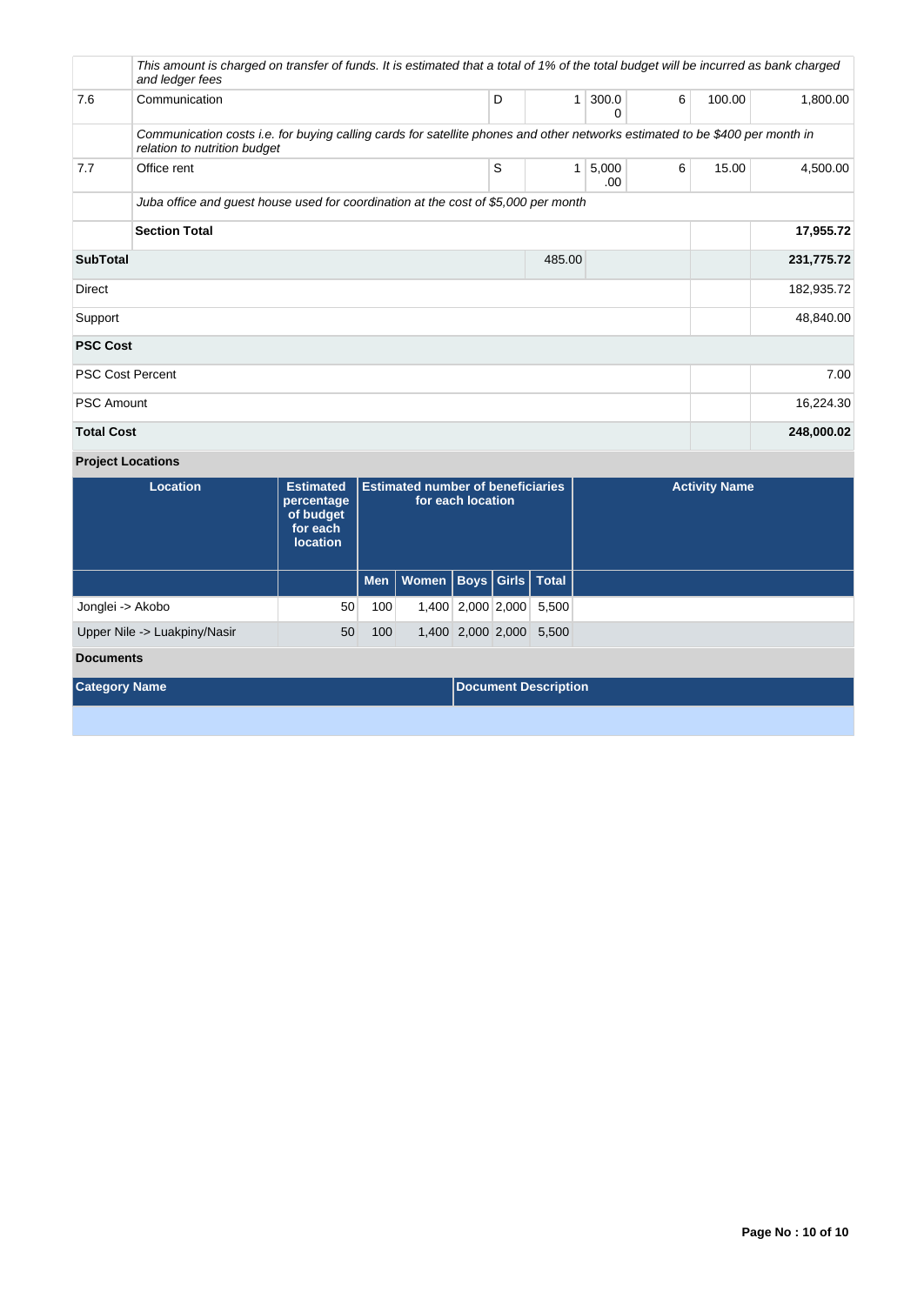| | | | | | | | |
|---|---|---|---|---|---|---|---|
| | *This amount is charged on transfer of funds. It is estimated that a total of 1% of the total budget will be incurred as bank charged and ledger fees* | | | | | | |
| 7.6 | Communication | D | 1 | 300.00 | 6 | 100.00 | 1,800.00 |
| | *Communication costs i.e. for buying calling cards for satellite phones and other networks estimated to be $400 per month in relation to nutrition budget* | | | | | | |
| 7.7 | Office rent | S | 1 | 5,000.00 | 6 | 15.00 | 4,500.00 |
| | *Juba office and guest house used for coordination at the cost of $5,000 per month* | | | | | | |
| | **Section Total** | | | | | | **17,955.72** |
| **SubTotal** | | | 485.00 | | | | **231,775.72** |
| Direct | | | | | | | 182,935.72 |
| Support | | | | | | | 48,840.00 |
| **PSC Cost** | | | | | | | |
| PSC Cost Percent | | | | | | | 7.00 |
| PSC Amount | | | | | | | 16,224.30 |
| **Total Cost** | | | | | | | **248,000.02** |

**Project Locations**

| Location | Estimated percentage of budget for each location | Estimated number of beneficiaries for each location | | | | | Activity Name |
|---|---|---|---|---|---|---|---|
| | | Men | Women | Boys | Girls | Total | |
| Jonglei -> Akobo | 50 | 100 | 1,400 | 2,000 | 2,000 | 5,500 | |
| Upper Nile -> Luakpiny/Nasir | 50 | 100 | 1,400 | 2,000 | 2,000 | 5,500 | |

**Documents**

| Category Name | Document Description |
|---|---|
| | |